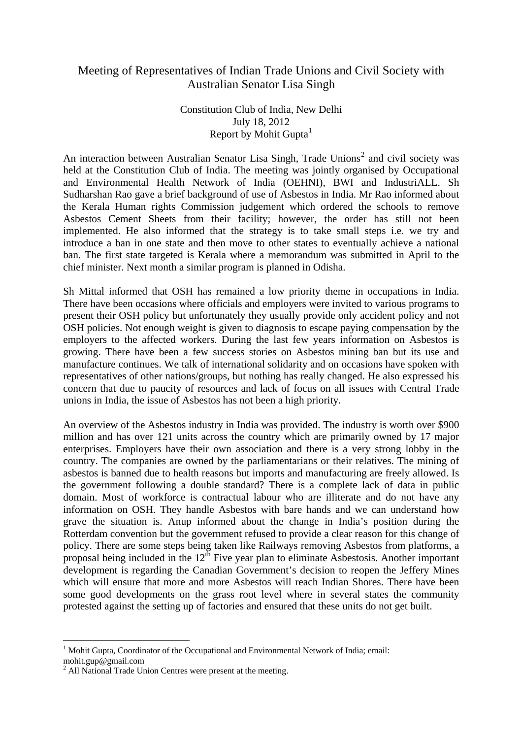# Meeting of Representatives of Indian Trade Unions and Civil Society with Australian Senator Lisa Singh

Constitution Club of India, New Delhi
July 18, 2012
Report by Mohit Gupta[1]

An interaction between Australian Senator Lisa Singh, Trade Unions[2] and civil society was held at the Constitution Club of India. The meeting was jointly organised by Occupational and Environmental Health Network of India (OEHNI), BWI and IndustriALL. Sh Sudharshan Rao gave a brief background of use of Asbestos in India. Mr Rao informed about the Kerala Human rights Commission judgement which ordered the schools to remove Asbestos Cement Sheets from their facility; however, the order has still not been implemented. He also informed that the strategy is to take small steps i.e. we try and introduce a ban in one state and then move to other states to eventually achieve a national ban. The first state targeted is Kerala where a memorandum was submitted in April to the chief minister. Next month a similar program is planned in Odisha.

Sh Mittal informed that OSH has remained a low priority theme in occupations in India. There have been occasions where officials and employers were invited to various programs to present their OSH policy but unfortunately they usually provide only accident policy and not OSH policies. Not enough weight is given to diagnosis to escape paying compensation by the employers to the affected workers. During the last few years information on Asbestos is growing. There have been a few success stories on Asbestos mining ban but its use and manufacture continues. We talk of international solidarity and on occasions have spoken with representatives of other nations/groups, but nothing has really changed. He also expressed his concern that due to paucity of resources and lack of focus on all issues with Central Trade unions in India, the issue of Asbestos has not been a high priority.

An overview of the Asbestos industry in India was provided. The industry is worth over $900 million and has over 121 units across the country which are primarily owned by 17 major enterprises. Employers have their own association and there is a very strong lobby in the country. The companies are owned by the parliamentarians or their relatives. The mining of asbestos is banned due to health reasons but imports and manufacturing are freely allowed. Is the government following a double standard? There is a complete lack of data in public domain. Most of workforce is contractual labour who are illiterate and do not have any information on OSH. They handle Asbestos with bare hands and we can understand how grave the situation is. Anup informed about the change in India's position during the Rotterdam convention but the government refused to provide a clear reason for this change of policy. There are some steps being taken like Railways removing Asbestos from platforms, a proposal being included in the 12th Five year plan to eliminate Asbestosis. Another important development is regarding the Canadian Government's decision to reopen the Jeffery Mines which will ensure that more and more Asbestos will reach Indian Shores. There have been some good developments on the grass root level where in several states the community protested against the setting up of factories and ensured that these units do not get built.

---

[1] Mohit Gupta, Coordinator of the Occupational and Environmental Network of India; email: mohit.gup@gmail.com

[2] All National Trade Union Centres were present at the meeting.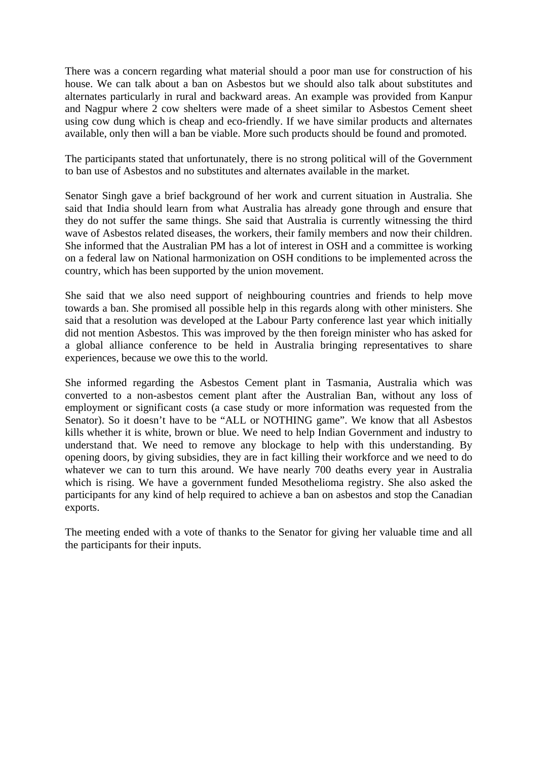There was a concern regarding what material should a poor man use for construction of his house. We can talk about a ban on Asbestos but we should also talk about substitutes and alternates particularly in rural and backward areas. An example was provided from Kanpur and Nagpur where 2 cow shelters were made of a sheet similar to Asbestos Cement sheet using cow dung which is cheap and eco-friendly. If we have similar products and alternates available, only then will a ban be viable. More such products should be found and promoted.

The participants stated that unfortunately, there is no strong political will of the Government to ban use of Asbestos and no substitutes and alternates available in the market.

Senator Singh gave a brief background of her work and current situation in Australia. She said that India should learn from what Australia has already gone through and ensure that they do not suffer the same things. She said that Australia is currently witnessing the third wave of Asbestos related diseases, the workers, their family members and now their children. She informed that the Australian PM has a lot of interest in OSH and a committee is working on a federal law on National harmonization on OSH conditions to be implemented across the country, which has been supported by the union movement.

She said that we also need support of neighbouring countries and friends to help move towards a ban. She promised all possible help in this regards along with other ministers. She said that a resolution was developed at the Labour Party conference last year which initially did not mention Asbestos. This was improved by the then foreign minister who has asked for a global alliance conference to be held in Australia bringing representatives to share experiences, because we owe this to the world.

She informed regarding the Asbestos Cement plant in Tasmania, Australia which was converted to a non-asbestos cement plant after the Australian Ban, without any loss of employment or significant costs (a case study or more information was requested from the Senator). So it doesn't have to be "ALL or NOTHING game". We know that all Asbestos kills whether it is white, brown or blue. We need to help Indian Government and industry to understand that. We need to remove any blockage to help with this understanding. By opening doors, by giving subsidies, they are in fact killing their workforce and we need to do whatever we can to turn this around. We have nearly 700 deaths every year in Australia which is rising. We have a government funded Mesothelioma registry. She also asked the participants for any kind of help required to achieve a ban on asbestos and stop the Canadian exports.

The meeting ended with a vote of thanks to the Senator for giving her valuable time and all the participants for their inputs.